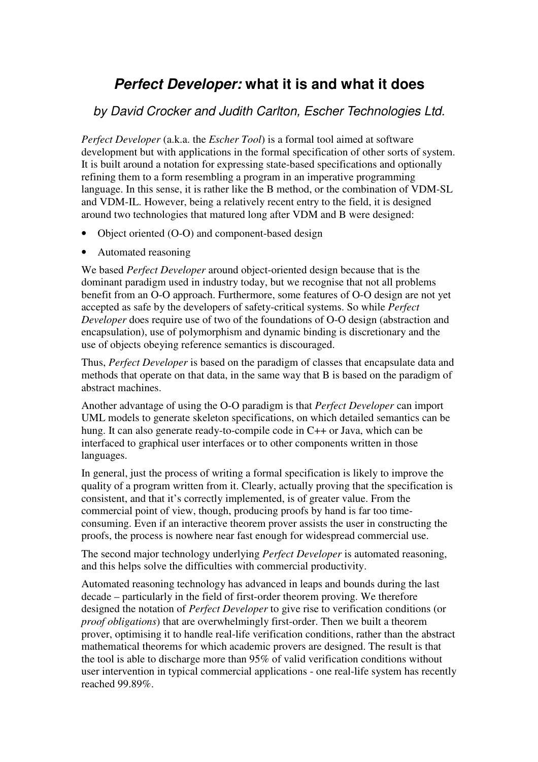# *Perfect Developer:* what it is and what it does

*by David Crocker and Judith Carlton, Escher Technologies Ltd.*

*Perfect Developer* (a.k.a. the *Escher Tool*) is a formal tool aimed at software development but with applications in the formal specification of other sorts of system. It is built around a notation for expressing state-based specifications and optionally refining them to a form resembling a program in an imperative programming language. In this sense, it is rather like the B method, or the combination of VDM-SL and VDM-IL. However, being a relatively recent entry to the field, it is designed around two technologies that matured long after VDM and B were designed:

- Object oriented (O-O) and component-based design
- Automated reasoning

We based *Perfect Developer* around object-oriented design because that is the dominant paradigm used in industry today, but we recognise that not all problems benefit from an O-O approach. Furthermore, some features of O-O design are not yet accepted as safe by the developers of safety-critical systems. So while *Perfect Developer* does require use of two of the foundations of O-O design (abstraction and encapsulation), use of polymorphism and dynamic binding is discretionary and the use of objects obeying reference semantics is discouraged.

Thus, *Perfect Developer* is based on the paradigm of classes that encapsulate data and methods that operate on that data, in the same way that B is based on the paradigm of abstract machines.

Another advantage of using the O-O paradigm is that *Perfect Developer* can import UML models to generate skeleton specifications, on which detailed semantics can be hung. It can also generate ready-to-compile code in C++ or Java, which can be interfaced to graphical user interfaces or to other components written in those languages.

In general, just the process of writing a formal specification is likely to improve the quality of a program written from it. Clearly, actually proving that the specification is consistent, and that it's correctly implemented, is of greater value. From the commercial point of view, though, producing proofs by hand is far too time-consuming. Even if an interactive theorem prover assists the user in constructing the proofs, the process is nowhere near fast enough for widespread commercial use.

The second major technology underlying *Perfect Developer* is automated reasoning, and this helps solve the difficulties with commercial productivity.

Automated reasoning technology has advanced in leaps and bounds during the last decade – particularly in the field of first-order theorem proving. We therefore designed the notation of *Perfect Developer* to give rise to verification conditions (or *proof obligations*) that are overwhelmingly first-order. Then we built a theorem prover, optimising it to handle real-life verification conditions, rather than the abstract mathematical theorems for which academic provers are designed. The result is that the tool is able to discharge more than 95% of valid verification conditions without user intervention in typical commercial applications - one real-life system has recently reached 99.89%.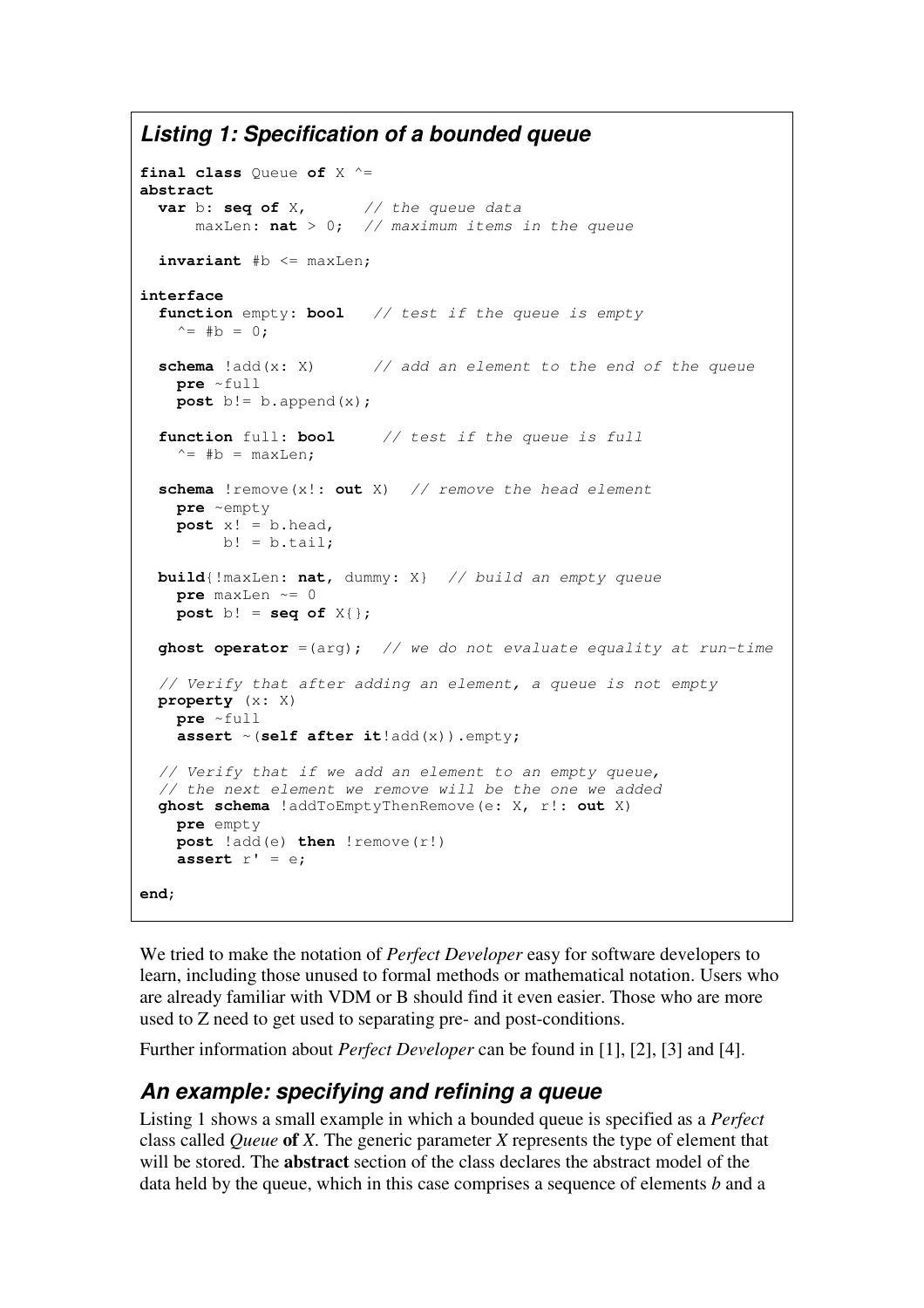### *Listing 1: Specification of a bounded queue*

```
final class Queue of X ^=
abstract
  var b: seq of X,      // the queue data
      maxLen: nat > 0;  // maximum items in the queue

  invariant #b <= maxLen;

interface
  function empty: bool   // test if the queue is empty
    ^= #b = 0;

  schema !add(x: X)      // add an element to the end of the queue
    pre ~full
    post b!= b.append(x);

  function full: bool     // test if the queue is full
    ^= #b = maxLen;

  schema !remove(x!: out X)  // remove the head element
    pre ~empty
    post x! = b.head,
         b! = b.tail;

  build{!maxLen: nat, dummy: X}  // build an empty queue
    pre maxLen ~= 0
    post b! = seq of X{};

  ghost operator =(arg);  // we do not evaluate equality at run-time

  // Verify that after adding an element, a queue is not empty
  property (x: X)
    pre ~full
    assert ~(self after it!add(x)).empty;

  // Verify that if we add an element to an empty queue,
  // the next element we remove will be the one we added
  ghost schema !addToEmptyThenRemove(e: X, r!: out X)
    pre empty
    post !add(e) then !remove(r!)
    assert r' = e;

end;
```

We tried to make the notation of *Perfect Developer* easy for software developers to learn, including those unused to formal methods or mathematical notation. Users who are already familiar with VDM or B should find it even easier. Those who are more used to Z need to get used to separating pre- and post-conditions.

Further information about *Perfect Developer* can be found in [1], [2], [3] and [4].

## *An example: specifying and refining a queue*

Listing 1 shows a small example in which a bounded queue is specified as a *Perfect* class called *Queue* **of** *X*. The generic parameter *X* represents the type of element that will be stored. The **abstract** section of the class declares the abstract model of the data held by the queue, which in this case comprises a sequence of elements *b* and a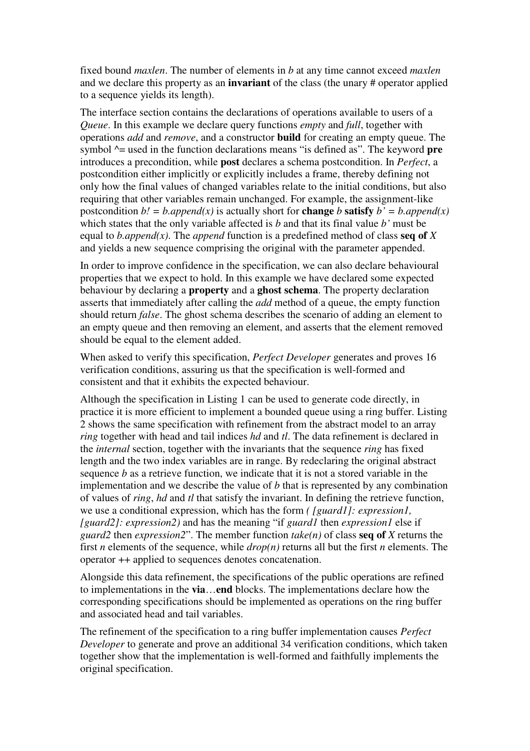fixed bound *maxlen*. The number of elements in *b* at any time cannot exceed *maxlen* and we declare this property as an **invariant** of the class (the unary # operator applied to a sequence yields its length).

The interface section contains the declarations of operations available to users of a *Queue*. In this example we declare query functions *empty* and *full*, together with operations *add* and *remove*, and a constructor **build** for creating an empty queue. The symbol ^= used in the function declarations means "is defined as". The keyword **pre** introduces a precondition, while **post** declares a schema postcondition. In *Perfect*, a postcondition either implicitly or explicitly includes a frame, thereby defining not only how the final values of changed variables relate to the initial conditions, but also requiring that other variables remain unchanged. For example, the assignment-like postcondition *b! = b.append(x)* is actually short for **change** *b* **satisfy** *b' = b.append(x)* which states that the only variable affected is *b* and that its final value *b'* must be equal to *b.append(x)*. The *append* function is a predefined method of class **seq of** *X* and yields a new sequence comprising the original with the parameter appended.

In order to improve confidence in the specification, we can also declare behavioural properties that we expect to hold. In this example we have declared some expected behaviour by declaring a **property** and a **ghost schema**. The property declaration asserts that immediately after calling the *add* method of a queue, the empty function should return *false*. The ghost schema describes the scenario of adding an element to an empty queue and then removing an element, and asserts that the element removed should be equal to the element added.

When asked to verify this specification, *Perfect Developer* generates and proves 16 verification conditions, assuring us that the specification is well-formed and consistent and that it exhibits the expected behaviour.

Although the specification in Listing 1 can be used to generate code directly, in practice it is more efficient to implement a bounded queue using a ring buffer. Listing 2 shows the same specification with refinement from the abstract model to an array *ring* together with head and tail indices *hd* and *tl*. The data refinement is declared in the *internal* section, together with the invariants that the sequence *ring* has fixed length and the two index variables are in range. By redeclaring the original abstract sequence *b* as a retrieve function, we indicate that it is not a stored variable in the implementation and we describe the value of *b* that is represented by any combination of values of *ring*, *hd* and *tl* that satisfy the invariant. In defining the retrieve function, we use a conditional expression, which has the form *( [guard1]: expression1, [guard2]: expression2)* and has the meaning "if *guard1* then *expression1* else if *guard2* then *expression2*". The member function *take(n)* of class **seq of** *X* returns the first *n* elements of the sequence, while *drop(n)* returns all but the first *n* elements. The operator ++ applied to sequences denotes concatenation.

Alongside this data refinement, the specifications of the public operations are refined to implementations in the **via**…**end** blocks. The implementations declare how the corresponding specifications should be implemented as operations on the ring buffer and associated head and tail variables.

The refinement of the specification to a ring buffer implementation causes *Perfect Developer* to generate and prove an additional 34 verification conditions, which taken together show that the implementation is well-formed and faithfully implements the original specification.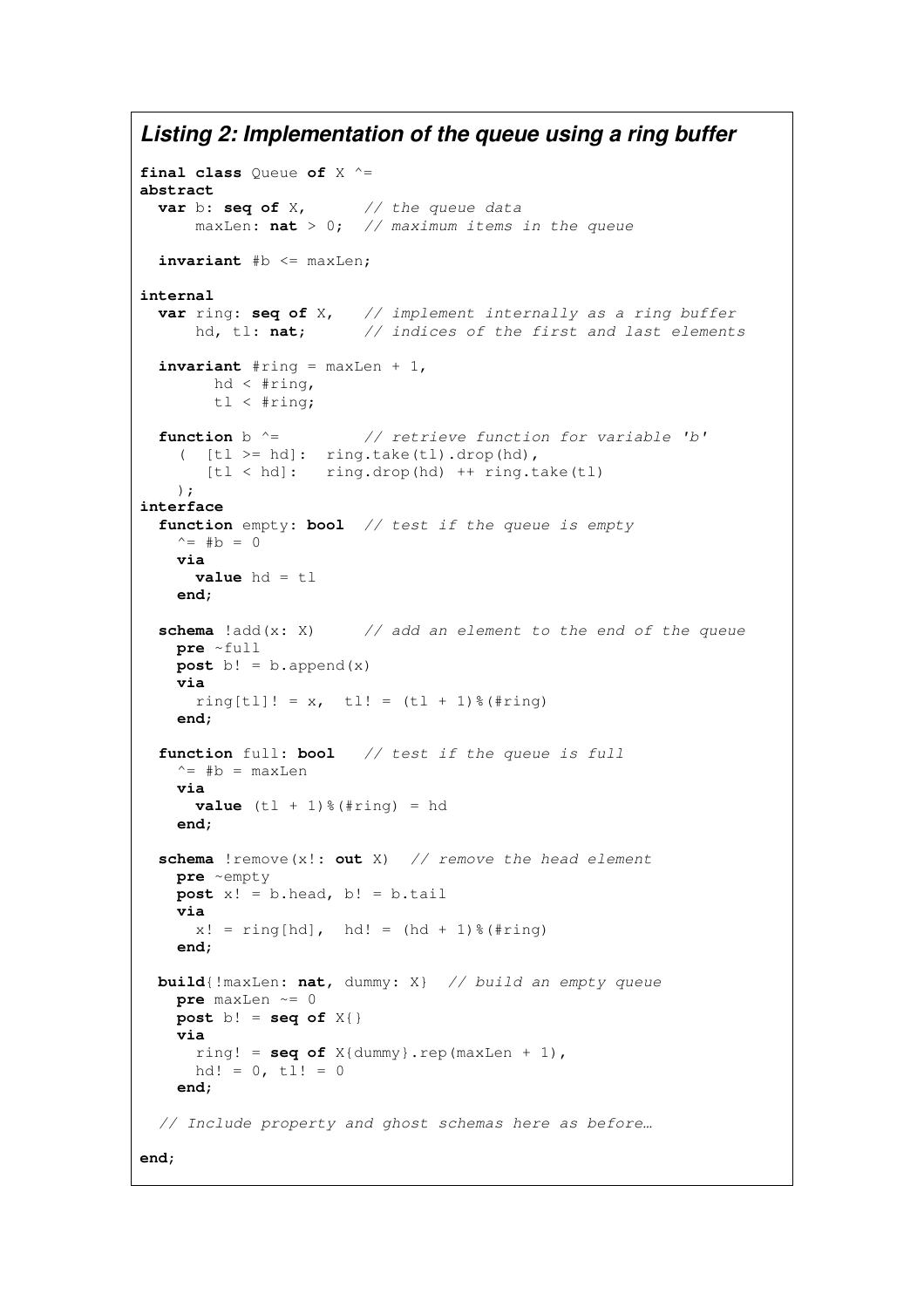**_Listing 2: Implementation of the queue using a ring buffer_**

```
final class Queue of X ^=
abstract
  var b: seq of X,       // the queue data
      maxLen: nat > 0;   // maximum items in the queue

  invariant #b <= maxLen;

internal
  var ring: seq of X,    // implement internally as a ring buffer
      hd, tl: nat;       // indices of the first and last elements

  invariant #ring = maxLen + 1,
        hd < #ring,
        tl < #ring;

  function b ^=          // retrieve function for variable 'b'
    (  [tl >= hd]:  ring.take(tl).drop(hd),
       [tl < hd]:   ring.drop(hd) ++ ring.take(tl)
    );
interface
  function empty: bool  // test if the queue is empty
    ^= #b = 0
    via
      value hd = tl
    end;

  schema !add(x: X)     // add an element to the end of the queue
    pre ~full
    post b! = b.append(x)
    via
      ring[tl]! = x,  tl! = (tl + 1)%(#ring)
    end;

  function full: bool   // test if the queue is full
    ^= #b = maxLen
    via
      value (tl + 1)%(#ring) = hd
    end;

  schema !remove(x!: out X)  // remove the head element
    pre ~empty
    post x! = b.head, b! = b.tail
    via
      x! = ring[hd],  hd! = (hd + 1)%(#ring)
    end;

  build{!maxLen: nat, dummy: X}  // build an empty queue
    pre maxLen ~= 0
    post b! = seq of X{}
    via
      ring! = seq of X{dummy}.rep(maxLen + 1),
      hd! = 0, tl! = 0
    end;

  // Include property and ghost schemas here as before…

end;
```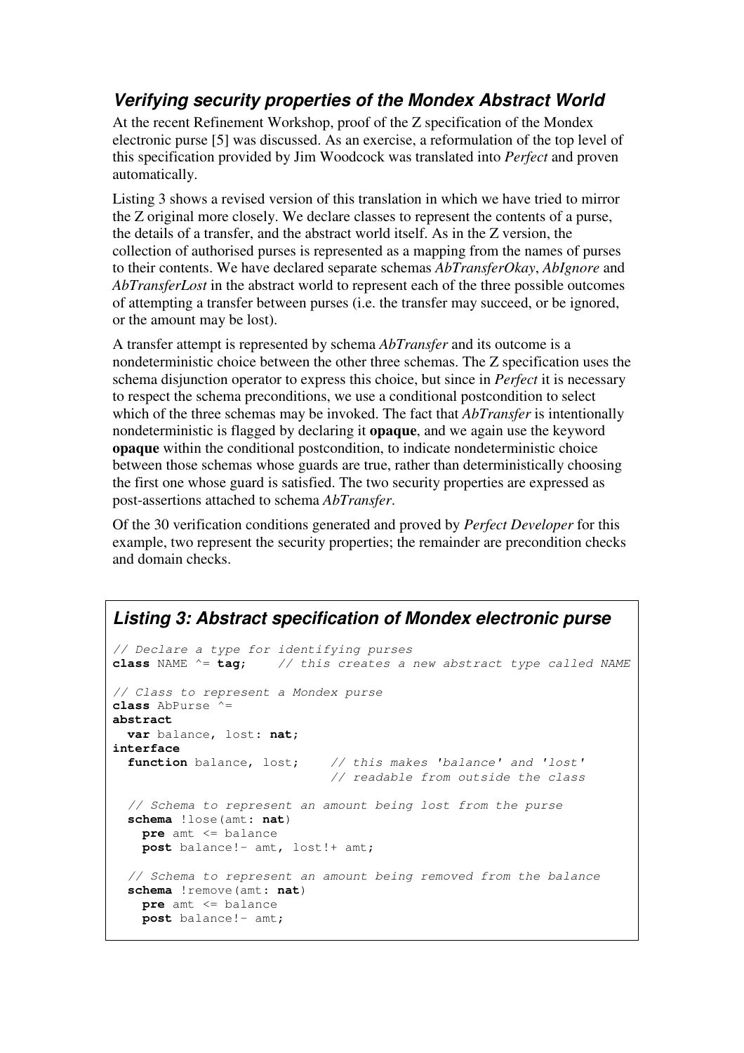### *Verifying security properties of the Mondex Abstract World*

At the recent Refinement Workshop, proof of the Z specification of the Mondex electronic purse [5] was discussed. As an exercise, a reformulation of the top level of this specification provided by Jim Woodcock was translated into *Perfect* and proven automatically.

Listing 3 shows a revised version of this translation in which we have tried to mirror the Z original more closely. We declare classes to represent the contents of a purse, the details of a transfer, and the abstract world itself. As in the Z version, the collection of authorised purses is represented as a mapping from the names of purses to their contents. We have declared separate schemas *AbTransferOkay*, *AbIgnore* and *AbTransferLost* in the abstract world to represent each of the three possible outcomes of attempting a transfer between purses (i.e. the transfer may succeed, or be ignored, or the amount may be lost).

A transfer attempt is represented by schema *AbTransfer* and its outcome is a nondeterministic choice between the other three schemas. The Z specification uses the schema disjunction operator to express this choice, but since in *Perfect* it is necessary to respect the schema preconditions, we use a conditional postcondition to select which of the three schemas may be invoked. The fact that *AbTransfer* is intentionally nondeterministic is flagged by declaring it **opaque**, and we again use the keyword **opaque** within the conditional postcondition, to indicate nondeterministic choice between those schemas whose guards are true, rather than deterministically choosing the first one whose guard is satisfied. The two security properties are expressed as post-assertions attached to schema *AbTransfer*.

Of the 30 verification conditions generated and proved by *Perfect Developer* for this example, two represent the security properties; the remainder are precondition checks and domain checks.

### *Listing 3: Abstract specification of Mondex electronic purse*

```
// Declare a type for identifying purses
class NAME ^= tag;    // this creates a new abstract type called NAME

// Class to represent a Mondex purse
class AbPurse ^=
abstract
  var balance, lost: nat;
interface
  function balance, lost;     // this makes 'balance' and 'lost'
                              // readable from outside the class

  // Schema to represent an amount being lost from the purse
  schema !lose(amt: nat)
    pre amt <= balance
    post balance!- amt, lost!+ amt;

  // Schema to represent an amount being removed from the balance
  schema !remove(amt: nat)
    pre amt <= balance
    post balance!- amt;
```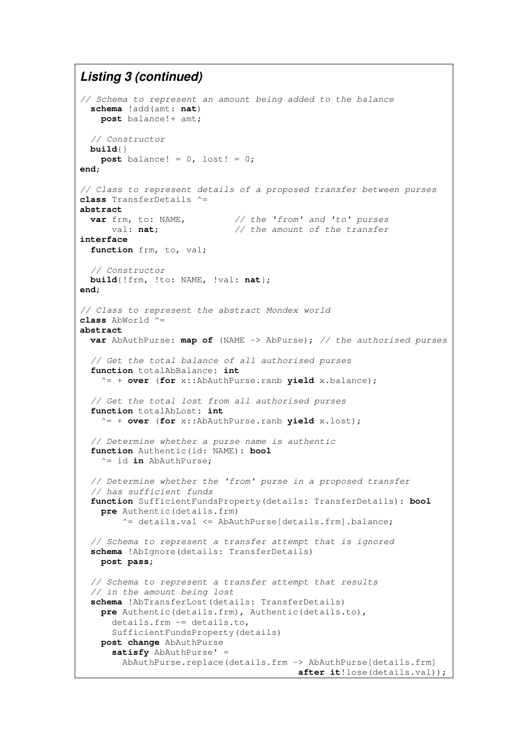### Listing 3 (continued)

```
// Schema to represent an amount being added to the balance
  schema !add(amt: nat)
    post balance!+ amt;

  // Constructor
  build{}
    post balance! = 0, lost! = 0;
end;

// Class to represent details of a proposed transfer between purses
class TransferDetails ^=
abstract
  var frm, to: NAME,          // the 'from' and 'to' purses
      val: nat;               // the amount of the transfer
interface
  function frm, to, val;

  // Constructor
  build{!frm, !to: NAME, !val: nat};
end;

// Class to represent the abstract Mondex world
class AbWorld ^=
abstract
  var AbAuthPurse: map of (NAME -> AbPurse); // the authorised purses

  // Get the total balance of all authorised purses
  function totalAbBalance: int
    ^= + over (for x::AbAuthPurse.ranb yield x.balance);

  // Get the total lost from all authorised purses
  function totalAbLost: int
    ^= + over (for x::AbAuthPurse.ranb yield x.lost);

  // Determine whether a purse name is authentic
  function Authentic(id: NAME): bool
    ^= id in AbAuthPurse;

  // Determine whether the 'from' purse in a proposed transfer
  // has sufficient funds
  function SufficientFundsProperty(details: TransferDetails): bool
    pre Authentic(details.frm)
        ^= details.val <= AbAuthPurse[details.frm].balance;

  // Schema to represent a transfer attempt that is ignored
  schema !AbIgnore(details: TransferDetails)
    post pass;

  // Schema to represent a transfer attempt that results
  // in the amount being lost
  schema !AbTransferLost(details: TransferDetails)
    pre Authentic(details.frm), Authentic(details.to),
      details.frm ~= details.to,
      SufficientFundsProperty(details)
    post change AbAuthPurse
      satisfy AbAuthPurse' =
        AbAuthPurse.replace(details.frm -> AbAuthPurse[details.frm]
                                          after it!lose(details.val));
```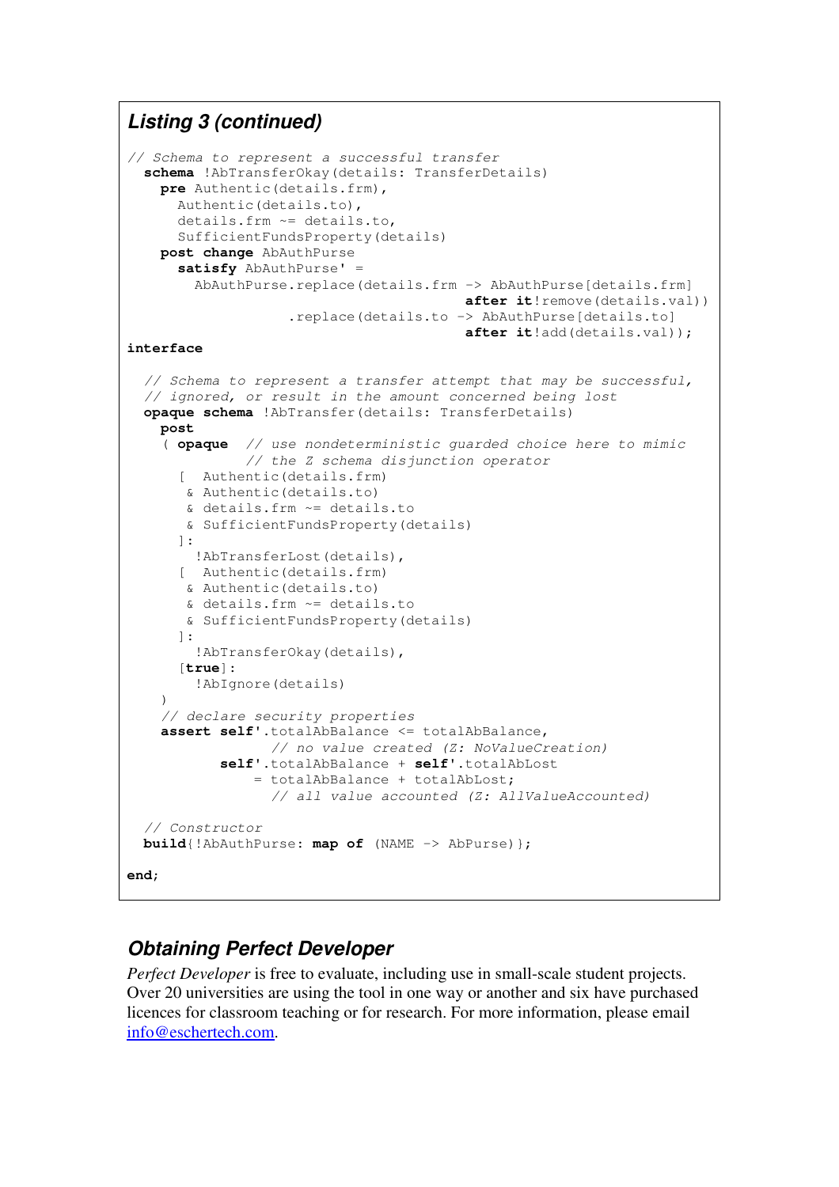### Listing 3 (continued)

```
// Schema to represent a successful transfer
  schema !AbTransferOkay(details: TransferDetails)
    pre Authentic(details.frm),
      Authentic(details.to),
      details.frm ~= details.to,
      SufficientFundsProperty(details)
    post change AbAuthPurse
      satisfy AbAuthPurse' =
        AbAuthPurse.replace(details.frm -> AbAuthPurse[details.frm]
                                          after it!remove(details.val))
                  .replace(details.to -> AbAuthPurse[details.to]
                                          after it!add(details.val));
interface

  // Schema to represent a transfer attempt that may be successful,
  // ignored, or result in the amount concerned being lost
  opaque schema !AbTransfer(details: TransferDetails)
    post
     ( opaque  // use nondeterministic guarded choice here to mimic
               // the Z schema disjunction operator
      [  Authentic(details.frm)
       & Authentic(details.to)
       & details.frm ~= details.to
       & SufficientFundsProperty(details)
      ]:
        !AbTransferLost(details),
      [  Authentic(details.frm)
       & Authentic(details.to)
       & details.frm ~= details.to
       & SufficientFundsProperty(details)
      ]:
        !AbTransferOkay(details),
      [true]:
        !AbIgnore(details)
    )
    // declare security properties
    assert self'.totalAbBalance <= totalAbBalance,
                 // no value created (Z: NoValueCreation)
           self'.totalAbBalance + self'.totalAbLost
               = totalAbBalance + totalAbLost;
                 // all value accounted (Z: AllValueAccounted)

  // Constructor
  build{!AbAuthPurse: map of (NAME -> AbPurse)};

end;
```

## Obtaining Perfect Developer

*Perfect Developer* is free to evaluate, including use in small-scale student projects. Over 20 universities are using the tool in one way or another and six have purchased licences for classroom teaching or for research. For more information, please email info@eschertech.com.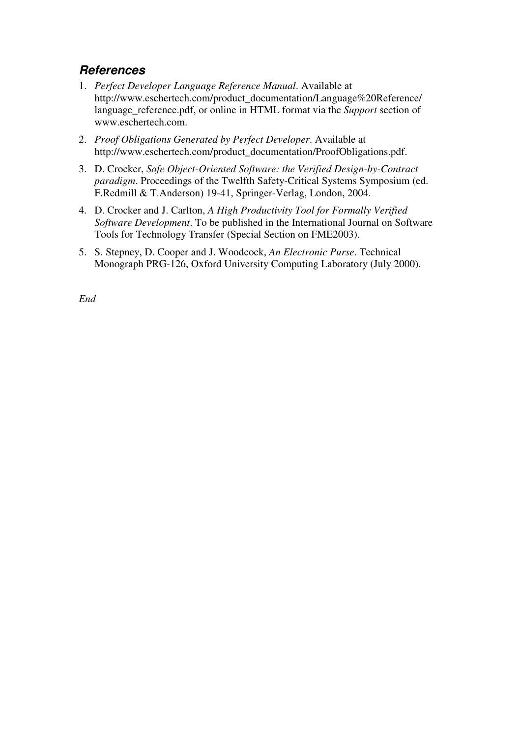## *References*

1. *Perfect Developer Language Reference Manual*. Available at http://www.eschertech.com/product_documentation/Language%20Reference/language_reference.pdf, or online in HTML format via the *Support* section of www.eschertech.com.

2. *Proof Obligations Generated by Perfect Developer*. Available at http://www.eschertech.com/product_documentation/ProofObligations.pdf.

3. D. Crocker, *Safe Object-Oriented Software: the Verified Design-by-Contract paradigm*. Proceedings of the Twelfth Safety-Critical Systems Symposium (ed. F.Redmill & T.Anderson) 19-41, Springer-Verlag, London, 2004.

4. D. Crocker and J. Carlton, *A High Productivity Tool for Formally Verified Software Development*. To be published in the International Journal on Software Tools for Technology Transfer (Special Section on FME2003).

5. S. Stepney, D. Cooper and J. Woodcock, *An Electronic Purse*. Technical Monograph PRG-126, Oxford University Computing Laboratory (July 2000).

*End*